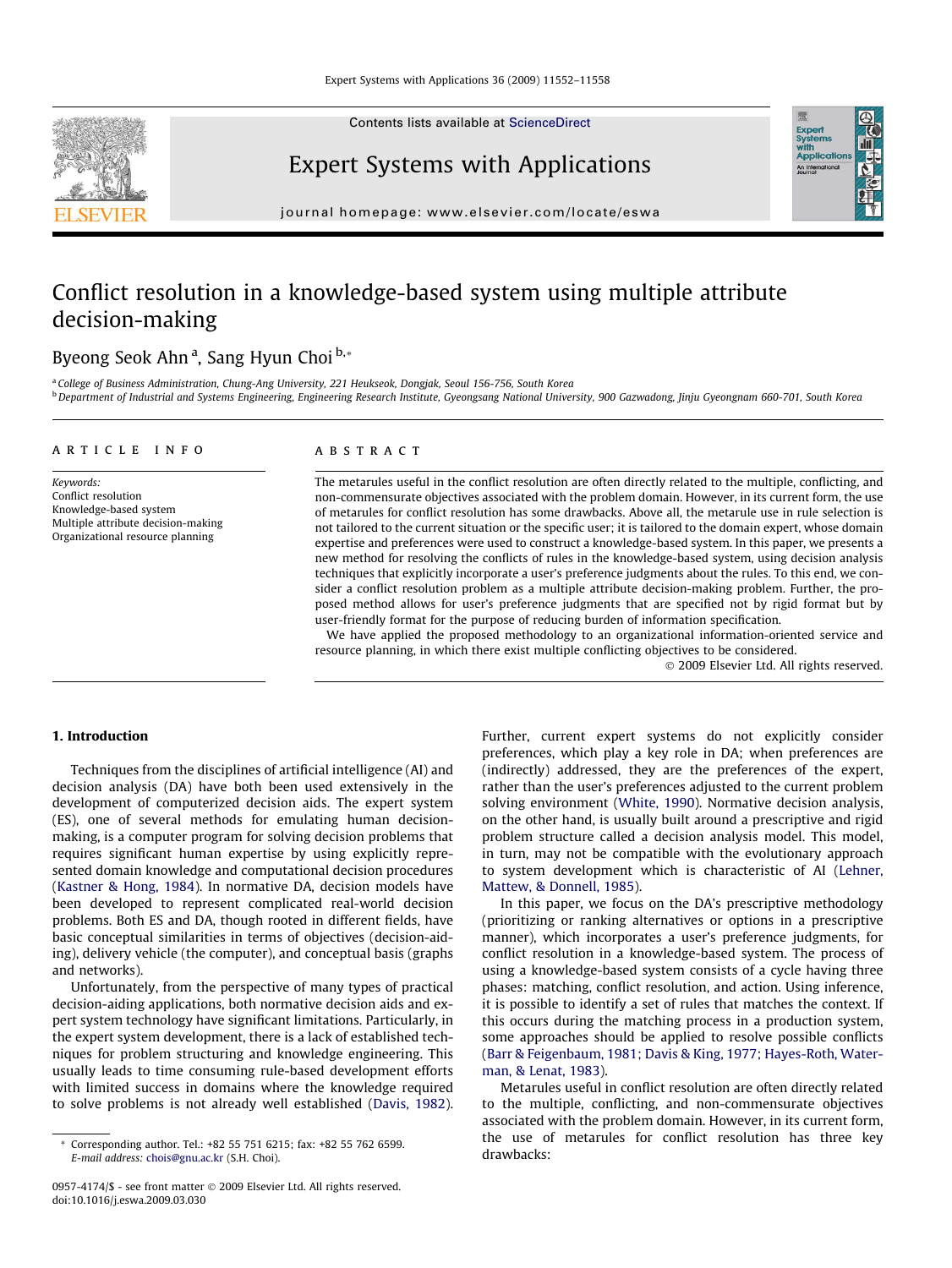# Conflict resolution in a knowledge-based system using multiple attribute decision-making

Byeong Seok Ahn [a], Sang Hyun Choi [b,*]

[a] College of Business Administration, Chung-Ang University, 221 Heukseok, Dongjak, Seoul 156-756, South Korea

[b] Department of Industrial and Systems Engineering, Engineering Research Institute, Gyeongsang National University, 900 Gazwadong, Jinju Gyeongnam 660-701, South Korea

## ARTICLE INFO

*Keywords:*
Conflict resolution
Knowledge-based system
Multiple attribute decision-making
Organizational resource planning

## ABSTRACT

The metarules useful in the conflict resolution are often directly related to the multiple, conflicting, and non-commensurate objectives associated with the problem domain. However, in its current form, the use of metarules for conflict resolution has some drawbacks. Above all, the metarule use in rule selection is not tailored to the current situation or the specific user; it is tailored to the domain expert, whose domain expertise and preferences were used to construct a knowledge-based system. In this paper, we presents a new method for resolving the conflicts of rules in the knowledge-based system, using decision analysis techniques that explicitly incorporate a user's preference judgments about the rules. To this end, we consider a conflict resolution problem as a multiple attribute decision-making problem. Further, the proposed method allows for user's preference judgments that are specified not by rigid format but by user-friendly format for the purpose of reducing burden of information specification.

We have applied the proposed methodology to an organizational information-oriented service and resource planning, in which there exist multiple conflicting objectives to be considered.

© 2009 Elsevier Ltd. All rights reserved.

## 1. Introduction

Techniques from the disciplines of artificial intelligence (AI) and decision analysis (DA) have both been used extensively in the development of computerized decision aids. The expert system (ES), one of several methods for emulating human decision-making, is a computer program for solving decision problems that requires significant human expertise by using explicitly represented domain knowledge and computational decision procedures (Kastner & Hong, 1984). In normative DA, decision models have been developed to represent complicated real-world decision problems. Both ES and DA, though rooted in different fields, have basic conceptual similarities in terms of objectives (decision-aiding), delivery vehicle (the computer), and conceptual basis (graphs and networks).

Unfortunately, from the perspective of many types of practical decision-aiding applications, both normative decision aids and expert system technology have significant limitations. Particularly, in the expert system development, there is a lack of established techniques for problem structuring and knowledge engineering. This usually leads to time consuming rule-based development efforts with limited success in domains where the knowledge required to solve problems is not already well established (Davis, 1982). Further, current expert systems do not explicitly consider preferences, which play a key role in DA; when preferences are (indirectly) addressed, they are the preferences of the expert, rather than the user's preferences adjusted to the current problem solving environment (White, 1990). Normative decision analysis, on the other hand, is usually built around a prescriptive and rigid problem structure called a decision analysis model. This model, in turn, may not be compatible with the evolutionary approach to system development which is characteristic of AI (Lehner, Mattew, & Donnell, 1985).

In this paper, we focus on the DA's prescriptive methodology (prioritizing or ranking alternatives or options in a prescriptive manner), which incorporates a user's preference judgments, for conflict resolution in a knowledge-based system. The process of using a knowledge-based system consists of a cycle having three phases: matching, conflict resolution, and action. Using inference, it is possible to identify a set of rules that matches the context. If this occurs during the matching process in a production system, some approaches should be applied to resolve possible conflicts (Barr & Feigenbaum, 1981; Davis & King, 1977; Hayes-Roth, Waterman, & Lenat, 1983).

Metarules useful in conflict resolution are often directly related to the multiple, conflicting, and non-commensurate objectives associated with the problem domain. However, in its current form, the use of metarules for conflict resolution has three key drawbacks:

\* Corresponding author. Tel.: +82 55 751 6215; fax: +82 55 762 6599.
*E-mail address:* chois@gnu.ac.kr (S.H. Choi).

0957-4174/$ - see front matter © 2009 Elsevier Ltd. All rights reserved.
doi:10.1016/j.eswa.2009.03.030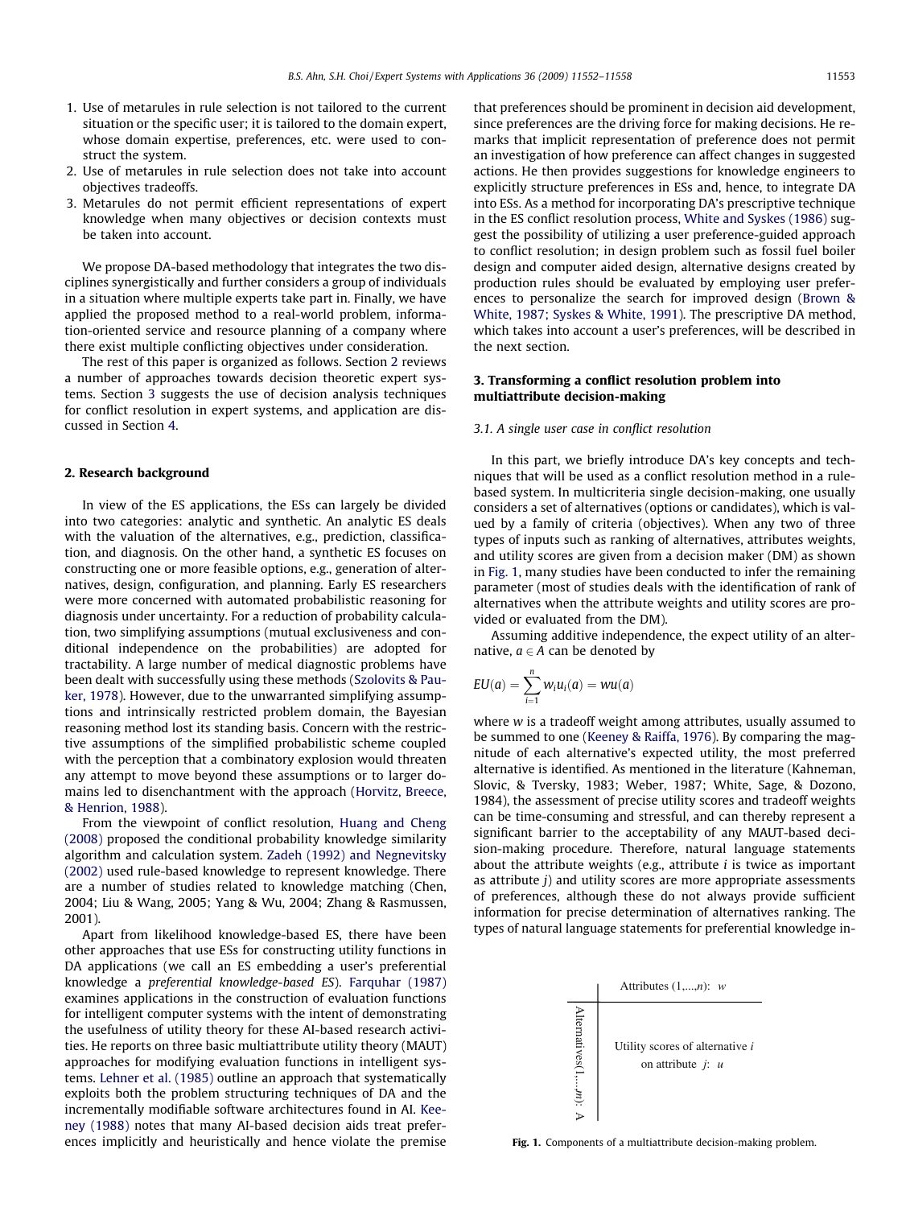1. Use of metarules in rule selection is not tailored to the current situation or the specific user; it is tailored to the domain expert, whose domain expertise, preferences, etc. were used to construct the system.
2. Use of metarules in rule selection does not take into account objectives tradeoffs.
3. Metarules do not permit efficient representations of expert knowledge when many objectives or decision contexts must be taken into account.

We propose DA-based methodology that integrates the two disciplines synergistically and further considers a group of individuals in a situation where multiple experts take part in. Finally, we have applied the proposed method to a real-world problem, information-oriented service and resource planning of a company where there exist multiple conflicting objectives under consideration.

The rest of this paper is organized as follows. Section 2 reviews a number of approaches towards decision theoretic expert systems. Section 3 suggests the use of decision analysis techniques for conflict resolution in expert systems, and application are discussed in Section 4.

## 2. Research background

In view of the ES applications, the ESs can largely be divided into two categories: analytic and synthetic. An analytic ES deals with the valuation of the alternatives, e.g., prediction, classification, and diagnosis. On the other hand, a synthetic ES focuses on constructing one or more feasible options, e.g., generation of alternatives, design, configuration, and planning. Early ES researchers were more concerned with automated probabilistic reasoning for diagnosis under uncertainty. For a reduction of probability calculation, two simplifying assumptions (mutual exclusiveness and conditional independence on the probabilities) are adopted for tractability. A large number of medical diagnostic problems have been dealt with successfully using these methods (Szolovits & Pauker, 1978). However, due to the unwarranted simplifying assumptions and intrinsically restricted problem domain, the Bayesian reasoning method lost its standing basis. Concern with the restrictive assumptions of the simplified probabilistic scheme coupled with the perception that a combinatory explosion would threaten any attempt to move beyond these assumptions or to larger domains led to disenchantment with the approach (Horvitz, Breece, & Henrion, 1988).

From the viewpoint of conflict resolution, Huang and Cheng (2008) proposed the conditional probability knowledge similarity algorithm and calculation system. Zadeh (1992) and Negnevitsky (2002) used rule-based knowledge to represent knowledge. There are a number of studies related to knowledge matching (Chen, 2004; Liu & Wang, 2005; Yang & Wu, 2004; Zhang & Rasmussen, 2001).

Apart from likelihood knowledge-based ES, there have been other approaches that use ESs for constructing utility functions in DA applications (we call an ES embedding a user's preferential knowledge a *preferential knowledge-based ES*). Farquhar (1987) examines applications in the construction of evaluation functions in intelligent computer systems with the intent of demonstrating the usefulness of utility theory for these AI-based research activities. He reports on three basic multiattribute utility theory (MAUT) approaches for modifying evaluation functions in intelligent systems. Lehner et al. (1985) outline an approach that systematically exploits both the problem structuring techniques of DA and the incrementally modifiable software architectures found in AI. Keeney (1988) notes that many AI-based decision aids treat preferences implicitly and heuristically and hence violate the premise that preferences should be prominent in decision aid development, since preferences are the driving force for making decisions. He remarks that implicit representation of preference does not permit an investigation of how preference can affect changes in suggested actions. He then provides suggestions for knowledge engineers to explicitly structure preferences in ESs and, hence, to integrate DA into ESs. As a method for incorporating DA's prescriptive technique in the ES conflict resolution process, White and Syskes (1986) suggest the possibility of utilizing a user preference-guided approach to conflict resolution; in design problem such as fossil fuel boiler design and computer aided design, alternative designs created by production rules should be evaluated by employing user preferences to personalize the search for improved design (Brown & White, 1987; Syskes & White, 1991). The prescriptive DA method, which takes into account a user's preferences, will be described in the next section.

## 3. Transforming a conflict resolution problem into multiattribute decision-making

### 3.1. A single user case in conflict resolution

In this part, we briefly introduce DA's key concepts and techniques that will be used as a conflict resolution method in a rule-based system. In multicriteria single decision-making, one usually considers a set of alternatives (options or candidates), which is valued by a family of criteria (objectives). When any two of three types of inputs such as ranking of alternatives, attributes weights, and utility scores are given from a decision maker (DM) as shown in Fig. 1, many studies have been conducted to infer the remaining parameter (most of studies deals with the identification of rank of alternatives when the attribute weights and utility scores are provided or evaluated from the DM).

Assuming additive independence, the expect utility of an alternative, $a \in A$ can be denoted by

$$EU(a) = \sum_{i=1}^{n} w_i u_i(a) = wu(a)$$

where $w$ is a tradeoff weight among attributes, usually assumed to be summed to one (Keeney & Raiffa, 1976). By comparing the magnitude of each alternative's expected utility, the most preferred alternative is identified. As mentioned in the literature (Kahneman, Slovic, & Tversky, 1983; Weber, 1987; White, Sage, & Dozono, 1984), the assessment of precise utility scores and tradeoff weights can be time-consuming and stressful, and can thereby represent a significant barrier to the acceptability of any MAUT-based decision-making procedure. Therefore, natural language statements about the attribute weights (e.g., attribute $i$ is twice as important as attribute $j$) and utility scores are more appropriate assessments of preferences, although these do not always provide sufficient information for precise determination of alternatives ranking. The types of natural language statements for preferential knowledge in-

| | Attributes $(1,\ldots,n)$: $w$ |
|---|---|
| Alternatives$(1,\ldots,m)$: $A$ | Utility scores of alternative $i$ on attribute $j$: $u$ |

**Fig. 1.** Components of a multiattribute decision-making problem.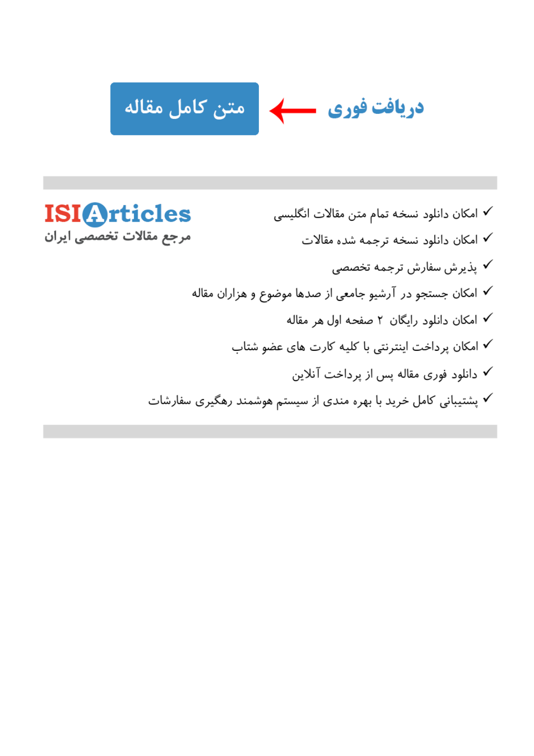دریافت فوری ← **متن کامل مقاله**

**ISIArticles**
مرجع مقالات تخصصی ایران

- ✓ امکان دانلود نسخه تمام متن مقالات انگلیسی
- ✓ امکان دانلود نسخه ترجمه شده مقالات
- ✓ پذیرش سفارش ترجمه تخصصی
- ✓ امکان جستجو در آرشیو جامعی از صدها موضوع و هزاران مقاله
- ✓ امکان دانلود رایگان ۲ صفحه اول هر مقاله
- ✓ امکان پرداخت اینترنتی با کلیه کارت های عضو شتاب
- ✓ دانلود فوری مقاله پس از پرداخت آنلاین
- ✓ پشتیبانی کامل خرید با بهره مندی از سیستم هوشمند رهگیری سفارشات